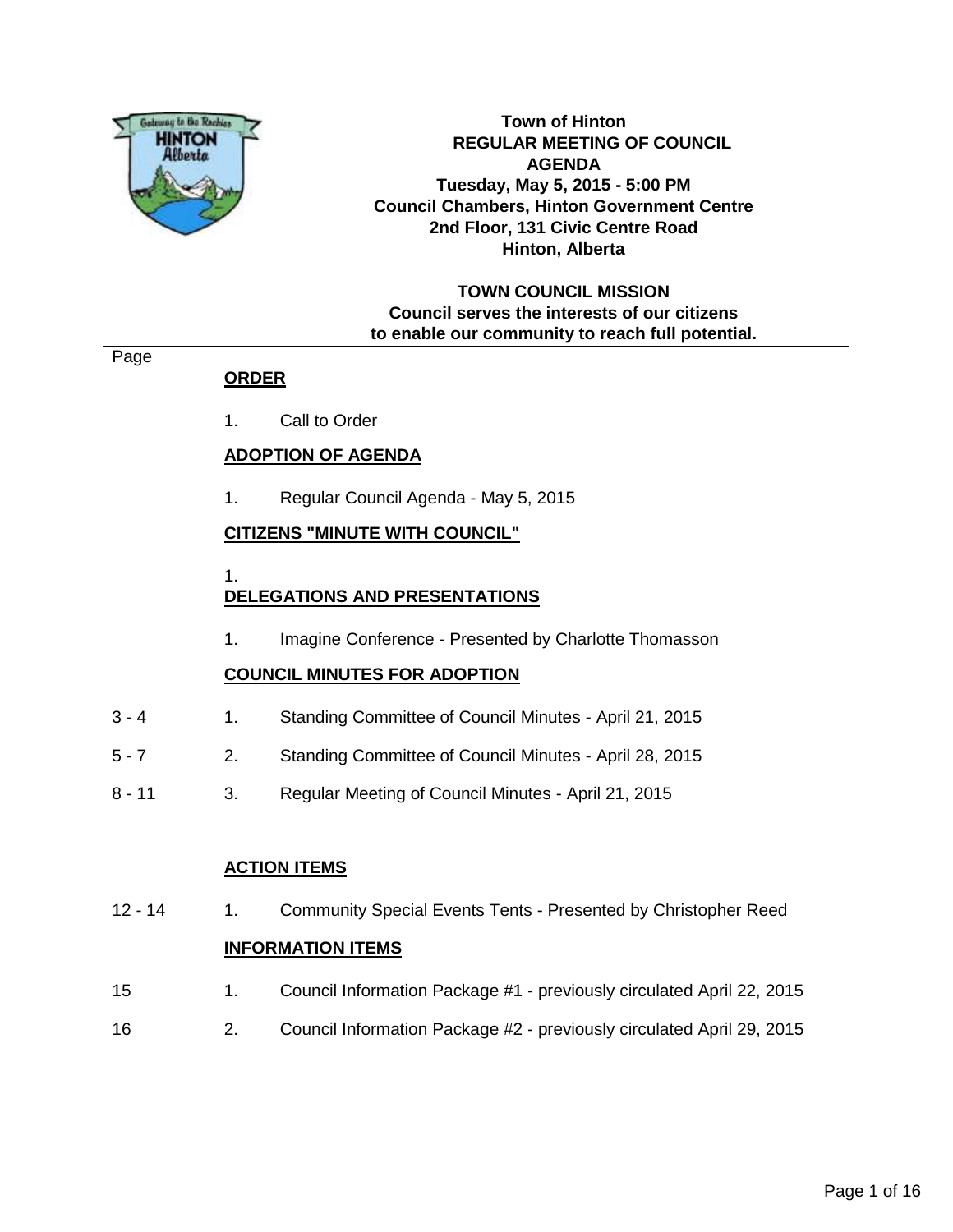# Town of Hinton
## REGULAR MEETING OF COUNCIL
## AGENDA

**Tuesday, May 5, 2015 - 5:00 PM**
**Council Chambers, Hinton Government Centre**
**2nd Floor, 131 Civic Centre Road**
**Hinton, Alberta**

**TOWN COUNCIL MISSION**
**Council serves the interests of our citizens to enable our community to reach full potential.**

| Page | | |
|---|---|---|
| | **ORDER** | |
| | 1. | Call to Order |
| | **ADOPTION OF AGENDA** | |
| | 1. | Regular Council Agenda - May 5, 2015 |
| | **CITIZENS "MINUTE WITH COUNCIL"** | |
| | 1. | |
| | **DELEGATIONS AND PRESENTATIONS** | |
| | 1. | Imagine Conference - Presented by Charlotte Thomasson |
| | **COUNCIL MINUTES FOR ADOPTION** | |
| 3 - 4 | 1. | Standing Committee of Council Minutes - April 21, 2015 |
| 5 - 7 | 2. | Standing Committee of Council Minutes - April 28, 2015 |
| 8 - 11 | 3. | Regular Meeting of Council Minutes - April 21, 2015 |
| | **ACTION ITEMS** | |
| 12 - 14 | 1. | Community Special Events Tents - Presented by Christopher Reed |
| | **INFORMATION ITEMS** | |
| 15 | 1. | Council Information Package #1 - previously circulated April 22, 2015 |
| 16 | 2. | Council Information Package #2 - previously circulated April 29, 2015 |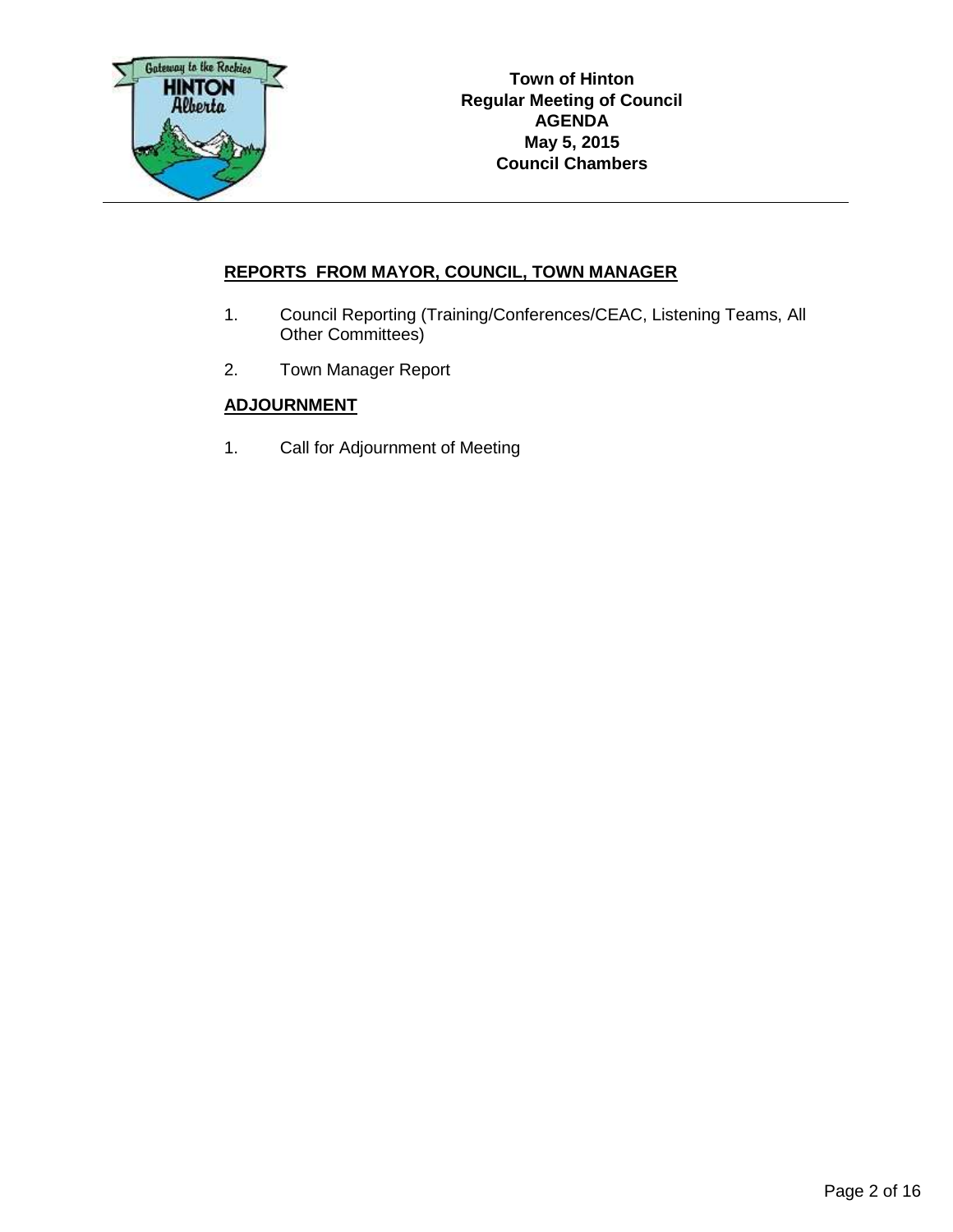**Town of Hinton**
**Regular Meeting of Council**
**AGENDA**
**May 5, 2015**
**Council Chambers**

## REPORTS FROM MAYOR, COUNCIL, TOWN MANAGER

1. Council Reporting (Training/Conferences/CEAC, Listening Teams, All Other Committees)
2. Town Manager Report

## ADJOURNMENT

1. Call for Adjournment of Meeting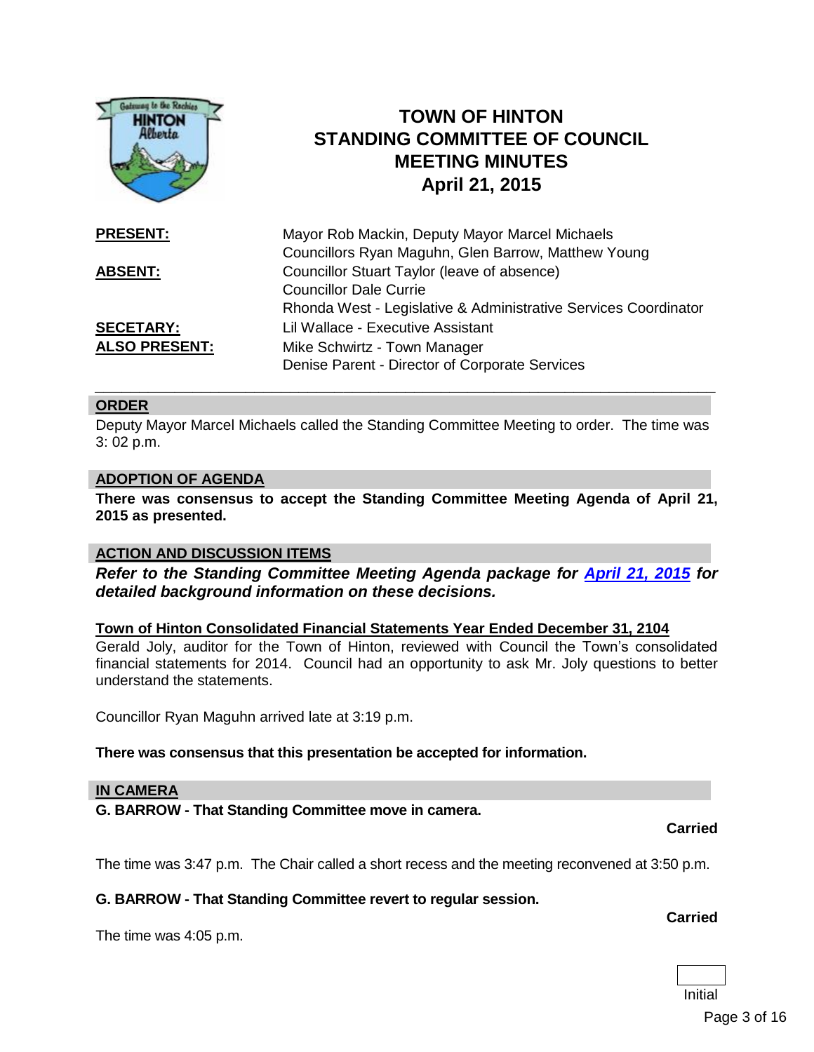# TOWN OF HINTON
# STANDING COMMITTEE OF COUNCIL
# MEETING MINUTES
# April 21, 2015

| | |
|---|---|
| **PRESENT:** | Mayor Rob Mackin, Deputy Mayor Marcel Michaels<br>Councillors Ryan Maguhn, Glen Barrow, Matthew Young |
| **ABSENT:** | Councillor Stuart Taylor (leave of absence)<br>Councillor Dale Currie<br>Rhonda West - Legislative & Administrative Services Coordinator |
| **SECETARY:** | Lil Wallace - Executive Assistant |
| **ALSO PRESENT:** | Mike Schwirtz - Town Manager<br>Denise Parent - Director of Corporate Services |

---

## ORDER

Deputy Mayor Marcel Michaels called the Standing Committee Meeting to order. The time was 3: 02 p.m.

## ADOPTION OF AGENDA

**There was consensus to accept the Standing Committee Meeting Agenda of April 21, 2015 as presented.**

## ACTION AND DISCUSSION ITEMS

***Refer to the Standing Committee Meeting Agenda package for April 21, 2015 for detailed background information on these decisions.***

### Town of Hinton Consolidated Financial Statements Year Ended December 31, 2104

Gerald Joly, auditor for the Town of Hinton, reviewed with Council the Town's consolidated financial statements for 2014. Council had an opportunity to ask Mr. Joly questions to better understand the statements.

Councillor Ryan Maguhn arrived late at 3:19 p.m.

**There was consensus that this presentation be accepted for information.**

## IN CAMERA

**G. BARROW - That Standing Committee move in camera.**

**Carried**

The time was 3:47 p.m. The Chair called a short recess and the meeting reconvened at 3:50 p.m.

**G. BARROW - That Standing Committee revert to regular session.**

**Carried**

The time was 4:05 p.m.

Initial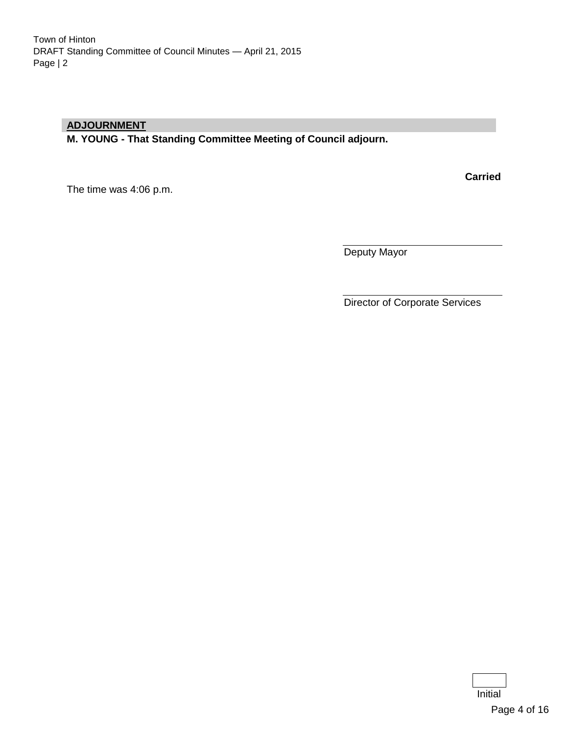## ADJOURNMENT

**M. YOUNG - That Standing Committee Meeting of Council adjourn.**

**Carried**

The time was 4:06 p.m.

Deputy Mayor

Director of Corporate Services

Initial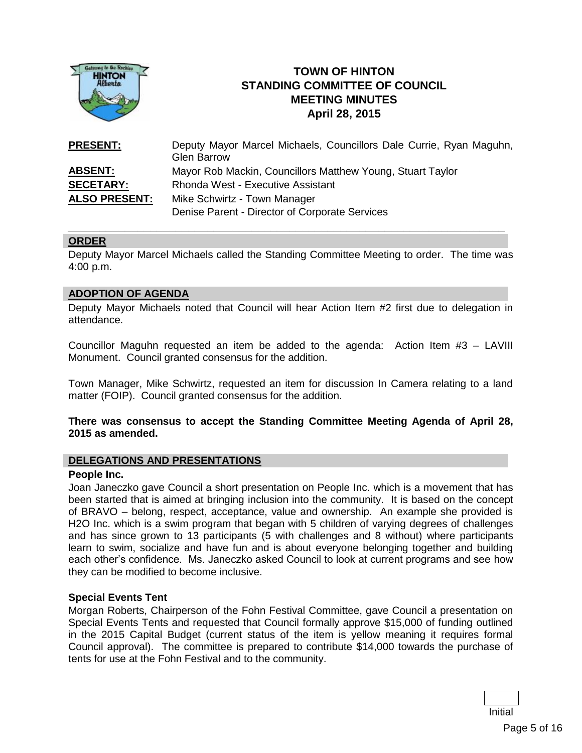# TOWN OF HINTON
# STANDING COMMITTEE OF COUNCIL
# MEETING MINUTES
# April 28, 2015

| | |
|---|---|
| **PRESENT:** | Deputy Mayor Marcel Michaels, Councillors Dale Currie, Ryan Maguhn, Glen Barrow |
| **ABSENT:** | Mayor Rob Mackin, Councillors Matthew Young, Stuart Taylor |
| **SECETARY:** | Rhonda West - Executive Assistant |
| **ALSO PRESENT:** | Mike Schwirtz - Town Manager<br>Denise Parent - Director of Corporate Services |

## ORDER

Deputy Mayor Marcel Michaels called the Standing Committee Meeting to order. The time was 4:00 p.m.

## ADOPTION OF AGENDA

Deputy Mayor Michaels noted that Council will hear Action Item #2 first due to delegation in attendance.

Councillor Maguhn requested an item be added to the agenda: Action Item #3 – LAVIII Monument. Council granted consensus for the addition.

Town Manager, Mike Schwirtz, requested an item for discussion In Camera relating to a land matter (FOIP). Council granted consensus for the addition.

**There was consensus to accept the Standing Committee Meeting Agenda of April 28, 2015 as amended.**

## DELEGATIONS AND PRESENTATIONS

**People Inc.**

Joan Janeczko gave Council a short presentation on People Inc. which is a movement that has been started that is aimed at bringing inclusion into the community. It is based on the concept of BRAVO – belong, respect, acceptance, value and ownership. An example she provided is H2O Inc. which is a swim program that began with 5 children of varying degrees of challenges and has since grown to 13 participants (5 with challenges and 8 without) where participants learn to swim, socialize and have fun and is about everyone belonging together and building each other's confidence. Ms. Janeczko asked Council to look at current programs and see how they can be modified to become inclusive.

**Special Events Tent**

Morgan Roberts, Chairperson of the Fohn Festival Committee, gave Council a presentation on Special Events Tents and requested that Council formally approve $15,000 of funding outlined in the 2015 Capital Budget (current status of the item is yellow meaning it requires formal Council approval). The committee is prepared to contribute $14,000 towards the purchase of tents for use at the Fohn Festival and to the community.

Initial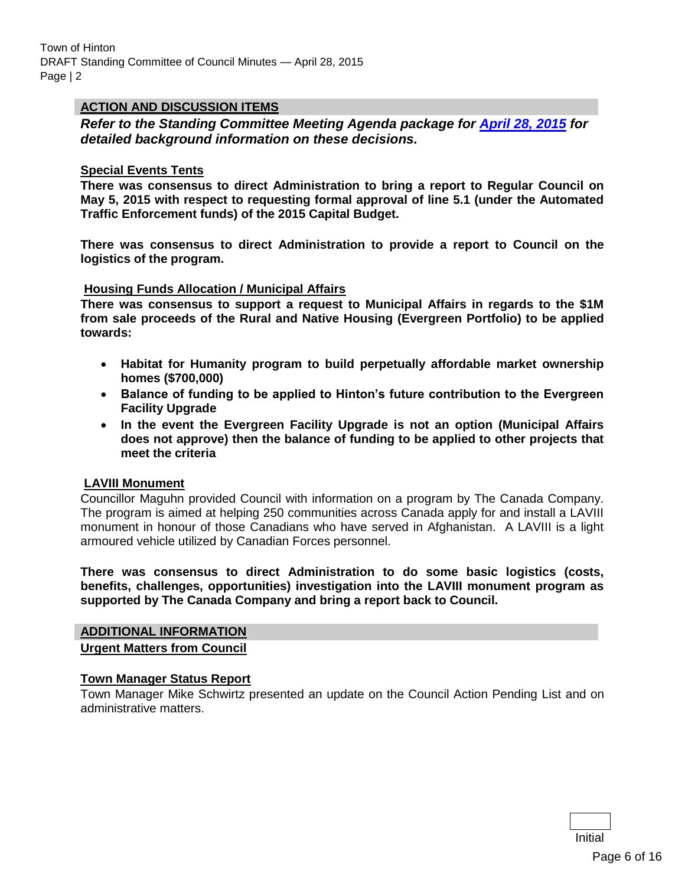## ACTION AND DISCUSSION ITEMS

***Refer to the Standing Committee Meeting Agenda package for April 28, 2015 for detailed background information on these decisions.***

### Special Events Tents

**There was consensus to direct Administration to bring a report to Regular Council on May 5, 2015 with respect to requesting formal approval of line 5.1 (under the Automated Traffic Enforcement funds) of the 2015 Capital Budget.**

**There was consensus to direct Administration to provide a report to Council on the logistics of the program.**

### Housing Funds Allocation / Municipal Affairs

**There was consensus to support a request to Municipal Affairs in regards to the $1M from sale proceeds of the Rural and Native Housing (Evergreen Portfolio) to be applied towards:**

- **Habitat for Humanity program to build perpetually affordable market ownership homes ($700,000)**
- **Balance of funding to be applied to Hinton's future contribution to the Evergreen Facility Upgrade**
- **In the event the Evergreen Facility Upgrade is not an option (Municipal Affairs does not approve) then the balance of funding to be applied to other projects that meet the criteria**

### LAVIII Monument

Councillor Maguhn provided Council with information on a program by The Canada Company. The program is aimed at helping 250 communities across Canada apply for and install a LAVIII monument in honour of those Canadians who have served in Afghanistan. A LAVIII is a light armoured vehicle utilized by Canadian Forces personnel.

**There was consensus to direct Administration to do some basic logistics (costs, benefits, challenges, opportunities) investigation into the LAVIII monument program as supported by The Canada Company and bring a report back to Council.**

## ADDITIONAL INFORMATION

### Urgent Matters from Council

### Town Manager Status Report

Town Manager Mike Schwirtz presented an update on the Council Action Pending List and on administrative matters.

Initial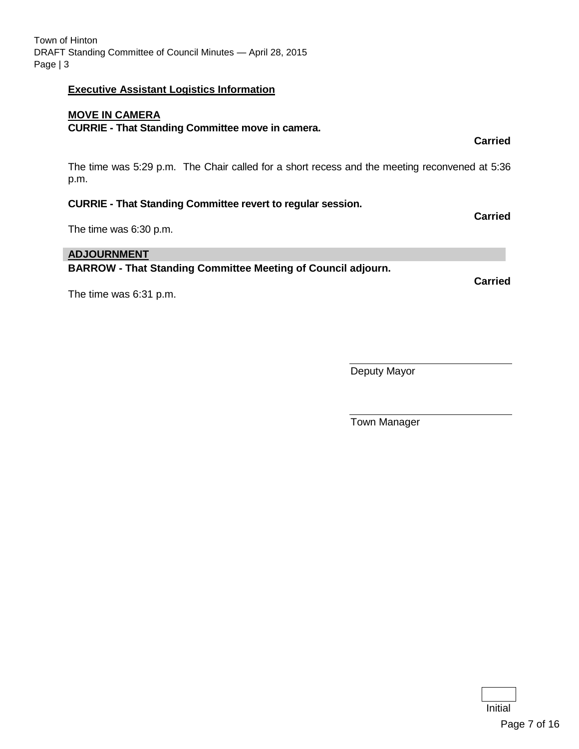**Executive Assistant Logistics Information**

**MOVE IN CAMERA**

**CURRIE - That Standing Committee move in camera.**

**Carried**

The time was 5:29 p.m. The Chair called for a short recess and the meeting reconvened at 5:36 p.m.

**CURRIE - That Standing Committee revert to regular session.**

**Carried**

The time was 6:30 p.m.

## ADJOURNMENT

**BARROW - That Standing Committee Meeting of Council adjourn.**

**Carried**

The time was 6:31 p.m.

_______________________
Deputy Mayor

_______________________
Town Manager

Initial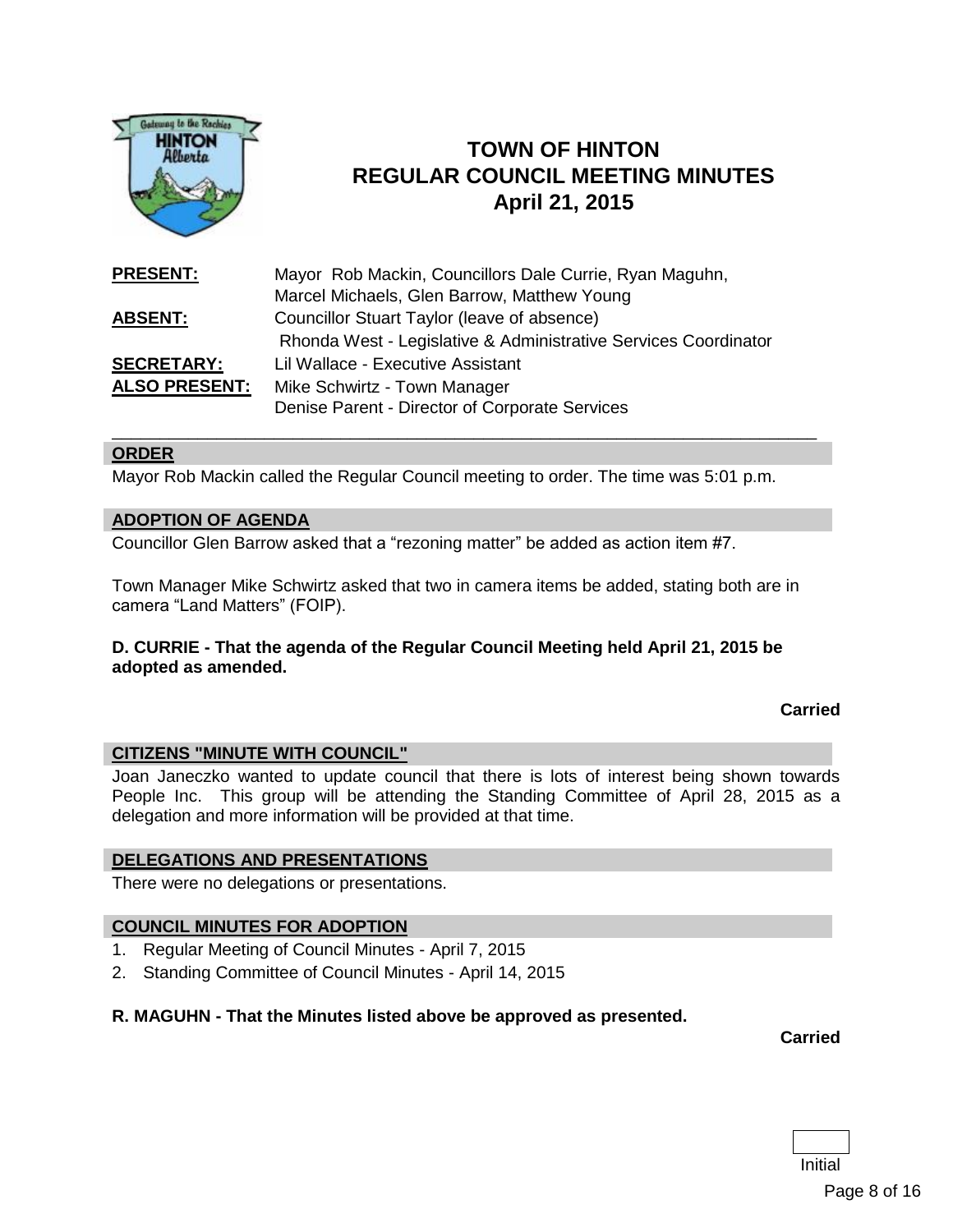# TOWN OF HINTON
# REGULAR COUNCIL MEETING MINUTES
# April 21, 2015

| | |
|---|---|
| **PRESENT:** | Mayor Rob Mackin, Councillors Dale Currie, Ryan Maguhn, Marcel Michaels, Glen Barrow, Matthew Young |
| **ABSENT:** | Councillor Stuart Taylor (leave of absence)<br>Rhonda West - Legislative & Administrative Services Coordinator |
| **SECRETARY:** | Lil Wallace - Executive Assistant |
| **ALSO PRESENT:** | Mike Schwirtz - Town Manager<br>Denise Parent - Director of Corporate Services |

## ORDER

Mayor Rob Mackin called the Regular Council meeting to order. The time was 5:01 p.m.

## ADOPTION OF AGENDA

Councillor Glen Barrow asked that a "rezoning matter" be added as action item #7.

Town Manager Mike Schwirtz asked that two in camera items be added, stating both are in camera "Land Matters" (FOIP).

**D. CURRIE - That the agenda of the Regular Council Meeting held April 21, 2015 be adopted as amended.**

**Carried**

## CITIZENS "MINUTE WITH COUNCIL"

Joan Janeczko wanted to update council that there is lots of interest being shown towards People Inc. This group will be attending the Standing Committee of April 28, 2015 as a delegation and more information will be provided at that time.

## DELEGATIONS AND PRESENTATIONS

There were no delegations or presentations.

## COUNCIL MINUTES FOR ADOPTION

1. Regular Meeting of Council Minutes - April 7, 2015
2. Standing Committee of Council Minutes - April 14, 2015

**R. MAGUHN - That the Minutes listed above be approved as presented.**

**Carried**

Initial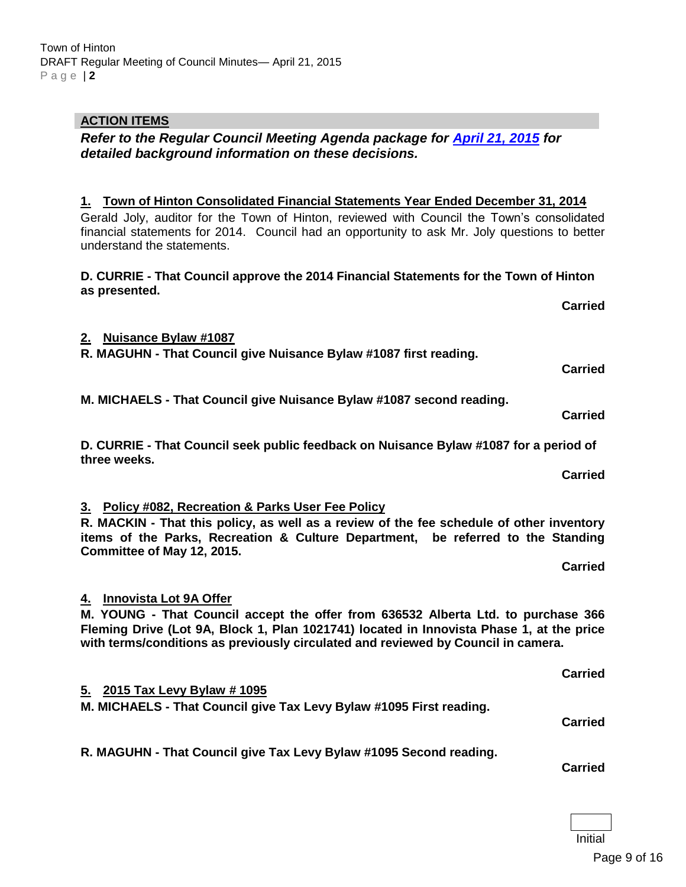## ACTION ITEMS

***Refer to the Regular Council Meeting Agenda package for [April 21, 2015](#) for detailed background information on these decisions.***

### 1. Town of Hinton Consolidated Financial Statements Year Ended December 31, 2014

Gerald Joly, auditor for the Town of Hinton, reviewed with Council the Town's consolidated financial statements for 2014. Council had an opportunity to ask Mr. Joly questions to better understand the statements.

**D. CURRIE - That Council approve the 2014 Financial Statements for the Town of Hinton as presented.**

**Carried**

### 2. Nuisance Bylaw #1087

**R. MAGUHN - That Council give Nuisance Bylaw #1087 first reading.**

**Carried**

**M. MICHAELS - That Council give Nuisance Bylaw #1087 second reading.**

**Carried**

**D. CURRIE - That Council seek public feedback on Nuisance Bylaw #1087 for a period of three weeks.**

**Carried**

### 3. Policy #082, Recreation & Parks User Fee Policy

**R. MACKIN - That this policy, as well as a review of the fee schedule of other inventory items of the Parks, Recreation & Culture Department, be referred to the Standing Committee of May 12, 2015.**

**Carried**

### 4. Innovista Lot 9A Offer

**M. YOUNG - That Council accept the offer from 636532 Alberta Ltd. to purchase 366 Fleming Drive (Lot 9A, Block 1, Plan 1021741) located in Innovista Phase 1, at the price with terms/conditions as previously circulated and reviewed by Council in camera.**

**Carried**

### 5. 2015 Tax Levy Bylaw # 1095

**M. MICHAELS - That Council give Tax Levy Bylaw #1095 First reading.**

**Carried**

**R. MAGUHN - That Council give Tax Levy Bylaw #1095 Second reading.**

**Carried**

Initial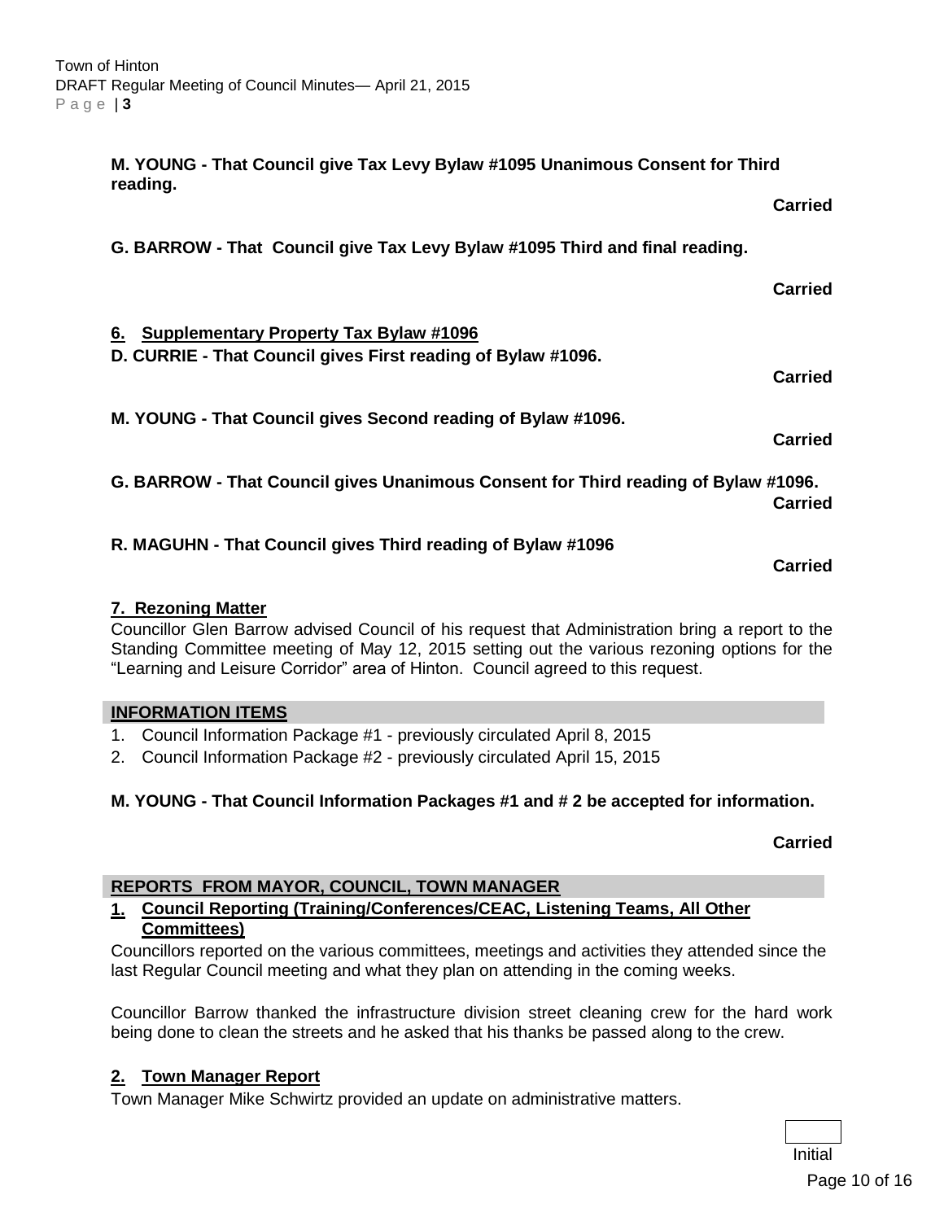**M. YOUNG - That Council give Tax Levy Bylaw #1095 Unanimous Consent for Third reading.**

**Carried**

**G. BARROW - That Council give Tax Levy Bylaw #1095 Third and final reading.**

**Carried**

**6. Supplementary Property Tax Bylaw #1096**

**D. CURRIE - That Council gives First reading of Bylaw #1096.**

**Carried**

**M. YOUNG - That Council gives Second reading of Bylaw #1096.**

**Carried**

**G. BARROW - That Council gives Unanimous Consent for Third reading of Bylaw #1096.**

**Carried**

**R. MAGUHN - That Council gives Third reading of Bylaw #1096**

**Carried**

**7. Rezoning Matter**

Councillor Glen Barrow advised Council of his request that Administration bring a report to the Standing Committee meeting of May 12, 2015 setting out the various rezoning options for the "Learning and Leisure Corridor" area of Hinton. Council agreed to this request.

## INFORMATION ITEMS

1. Council Information Package #1 - previously circulated April 8, 2015
2. Council Information Package #2 - previously circulated April 15, 2015

**M. YOUNG - That Council Information Packages #1 and # 2 be accepted for information.**

**Carried**

## REPORTS FROM MAYOR, COUNCIL, TOWN MANAGER

**1. Council Reporting (Training/Conferences/CEAC, Listening Teams, All Other Committees)**

Councillors reported on the various committees, meetings and activities they attended since the last Regular Council meeting and what they plan on attending in the coming weeks.

Councillor Barrow thanked the infrastructure division street cleaning crew for the hard work being done to clean the streets and he asked that his thanks be passed along to the crew.

**2. Town Manager Report**

Town Manager Mike Schwirtz provided an update on administrative matters.

Initial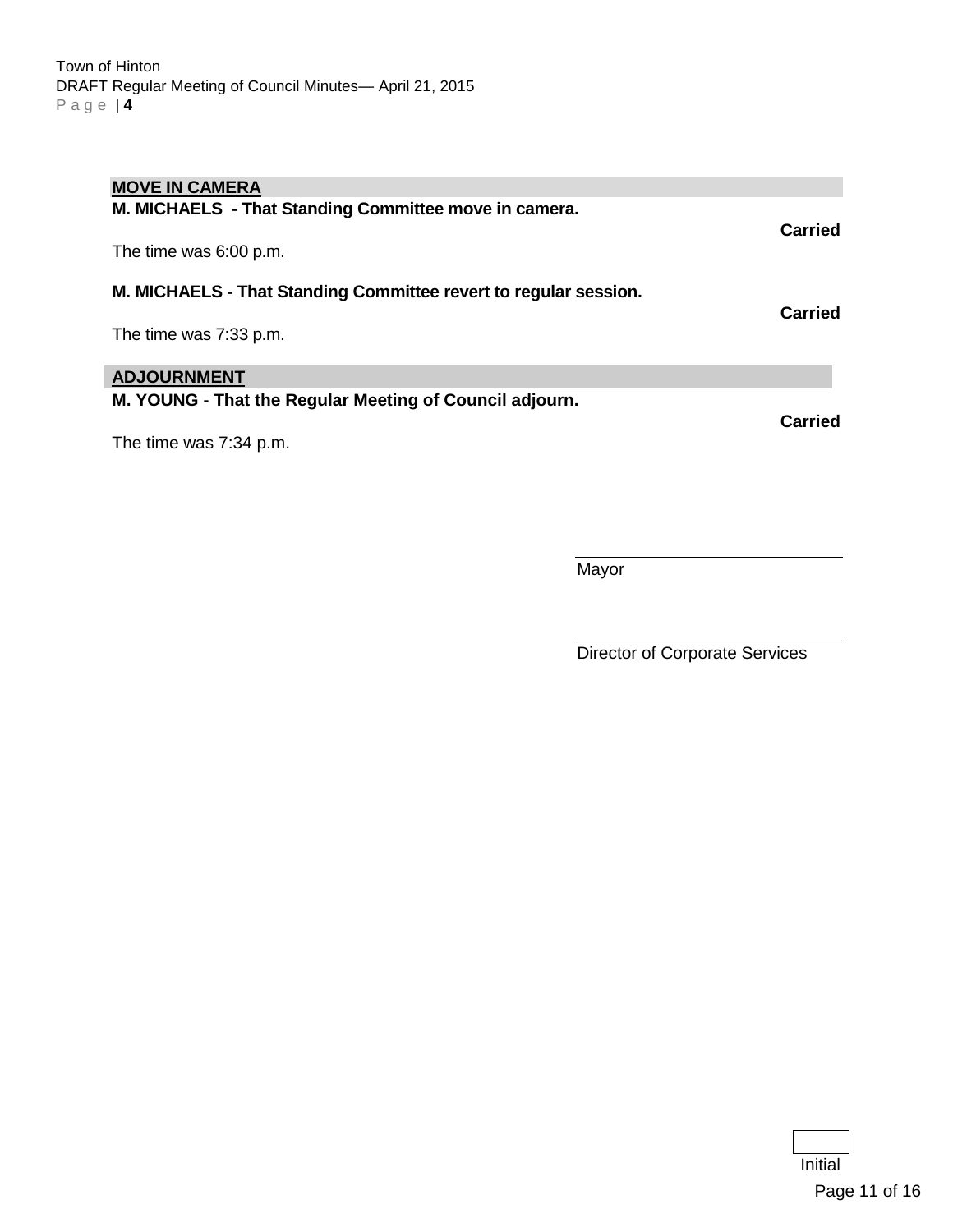## MOVE IN CAMERA

**M. MICHAELS - That Standing Committee move in camera.**

**Carried**

The time was 6:00 p.m.

**M. MICHAELS - That Standing Committee revert to regular session.**

**Carried**

The time was 7:33 p.m.

## ADJOURNMENT

**M. YOUNG - That the Regular Meeting of Council adjourn.**

**Carried**

The time was 7:34 p.m.

\_\_\_\_\_\_\_\_\_\_\_\_\_\_\_\_\_\_\_\_\_\_\_\_\_\_\_\_

Mayor

\_\_\_\_\_\_\_\_\_\_\_\_\_\_\_\_\_\_\_\_\_\_\_\_\_\_\_\_

Director of Corporate Services

Initial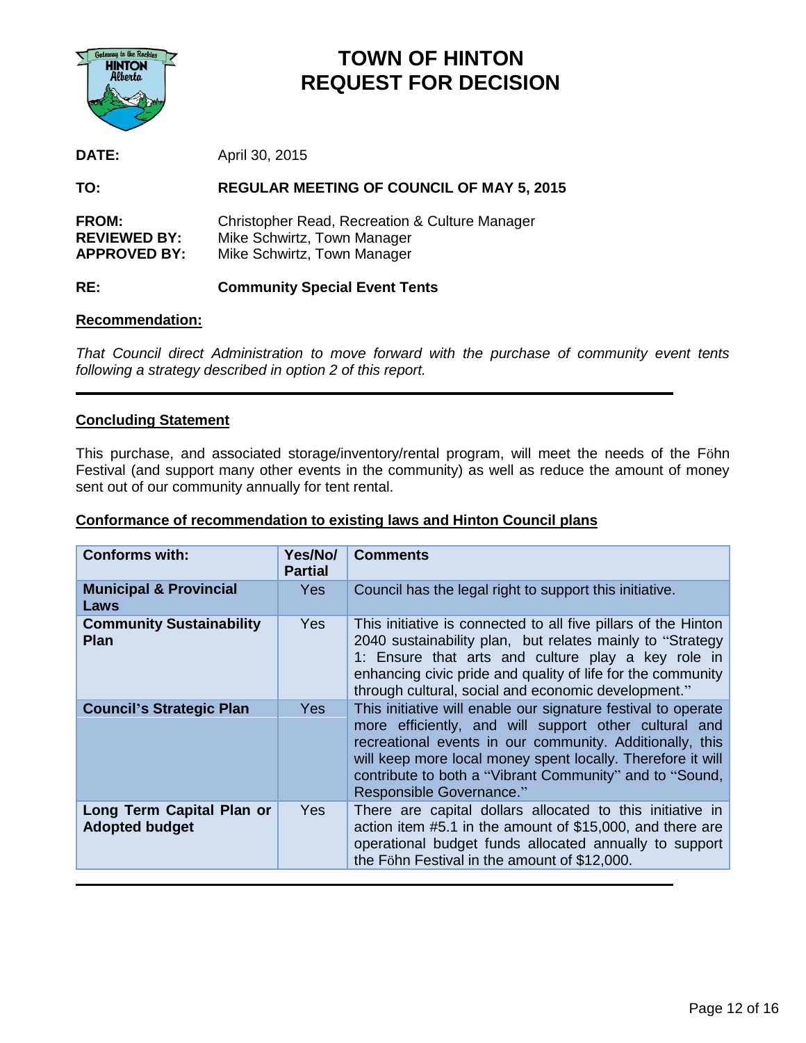# TOWN OF HINTON
# REQUEST FOR DECISION

**DATE:** April 30, 2015

**TO:** **REGULAR MEETING OF COUNCIL OF MAY 5, 2015**

**FROM:** Christopher Read, Recreation & Culture Manager
**REVIEWED BY:** Mike Schwirtz, Town Manager
**APPROVED BY:** Mike Schwirtz, Town Manager

**RE:** **Community Special Event Tents**

**Recommendation:**

*That Council direct Administration to move forward with the purchase of community event tents following a strategy described in option 2 of this report.*

---

**Concluding Statement**

This purchase, and associated storage/inventory/rental program, will meet the needs of the Föhn Festival (and support many other events in the community) as well as reduce the amount of money sent out of our community annually for tent rental.

**Conformance of recommendation to existing laws and Hinton Council plans**

| Conforms with: | Yes/No/ Partial | Comments |
|---|---|---|
| **Municipal & Provincial Laws** | Yes | Council has the legal right to support this initiative. |
| **Community Sustainability Plan** | Yes | This initiative is connected to all five pillars of the Hinton 2040 sustainability plan, but relates mainly to "Strategy 1: Ensure that arts and culture play a key role in enhancing civic pride and quality of life for the community through cultural, social and economic development." |
| **Council's Strategic Plan** | Yes | This initiative will enable our signature festival to operate more efficiently, and will support other cultural and recreational events in our community. Additionally, this will keep more local money spent locally. Therefore it will contribute to both a "Vibrant Community" and to "Sound, Responsible Governance." |
| **Long Term Capital Plan or Adopted budget** | Yes | There are capital dollars allocated to this initiative in action item #5.1 in the amount of $15,000, and there are operational budget funds allocated annually to support the Föhn Festival in the amount of $12,000. |

---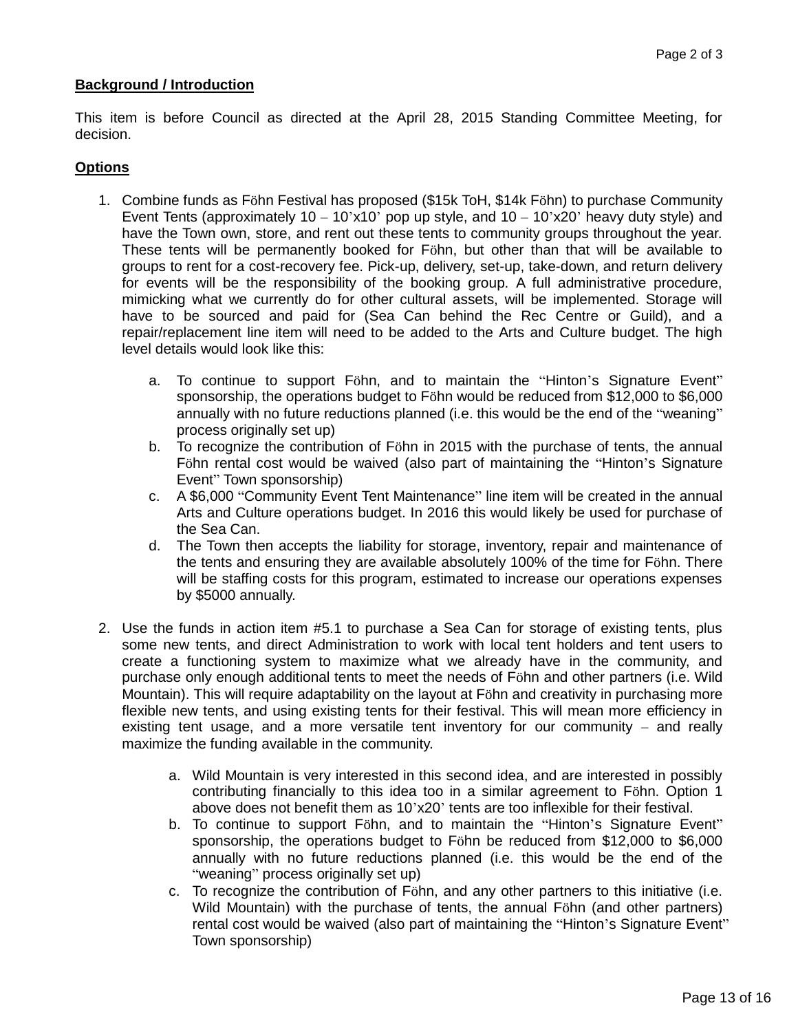## Background / Introduction

This item is before Council as directed at the April 28, 2015 Standing Committee Meeting, for decision.

## Options

1. Combine funds as Föhn Festival has proposed ($15k ToH, $14k Föhn) to purchase Community Event Tents (approximately 10 – 10'x10' pop up style, and 10 – 10'x20' heavy duty style) and have the Town own, store, and rent out these tents to community groups throughout the year. These tents will be permanently booked for Föhn, but other than that will be available to groups to rent for a cost-recovery fee. Pick-up, delivery, set-up, take-down, and return delivery for events will be the responsibility of the booking group. A full administrative procedure, mimicking what we currently do for other cultural assets, will be implemented. Storage will have to be sourced and paid for (Sea Can behind the Rec Centre or Guild), and a repair/replacement line item will need to be added to the Arts and Culture budget. The high level details would look like this:

    a. To continue to support Föhn, and to maintain the "Hinton's Signature Event" sponsorship, the operations budget to Föhn would be reduced from $12,000 to $6,000 annually with no future reductions planned (i.e. this would be the end of the "weaning" process originally set up)
    b. To recognize the contribution of Föhn in 2015 with the purchase of tents, the annual Föhn rental cost would be waived (also part of maintaining the "Hinton's Signature Event" Town sponsorship)
    c. A $6,000 "Community Event Tent Maintenance" line item will be created in the annual Arts and Culture operations budget. In 2016 this would likely be used for purchase of the Sea Can.
    d. The Town then accepts the liability for storage, inventory, repair and maintenance of the tents and ensuring they are available absolutely 100% of the time for Föhn. There will be staffing costs for this program, estimated to increase our operations expenses by $5000 annually.

2. Use the funds in action item #5.1 to purchase a Sea Can for storage of existing tents, plus some new tents, and direct Administration to work with local tent holders and tent users to create a functioning system to maximize what we already have in the community, and purchase only enough additional tents to meet the needs of Föhn and other partners (i.e. Wild Mountain). This will require adaptability on the layout at Föhn and creativity in purchasing more flexible new tents, and using existing tents for their festival. This will mean more efficiency in existing tent usage, and a more versatile tent inventory for our community – and really maximize the funding available in the community.

    a. Wild Mountain is very interested in this second idea, and are interested in possibly contributing financially to this idea too in a similar agreement to Föhn. Option 1 above does not benefit them as 10'x20' tents are too inflexible for their festival.
    b. To continue to support Föhn, and to maintain the "Hinton's Signature Event" sponsorship, the operations budget to Föhn be reduced from $12,000 to $6,000 annually with no future reductions planned (i.e. this would be the end of the "weaning" process originally set up)
    c. To recognize the contribution of Föhn, and any other partners to this initiative (i.e. Wild Mountain) with the purchase of tents, the annual Föhn (and other partners) rental cost would be waived (also part of maintaining the "Hinton's Signature Event" Town sponsorship)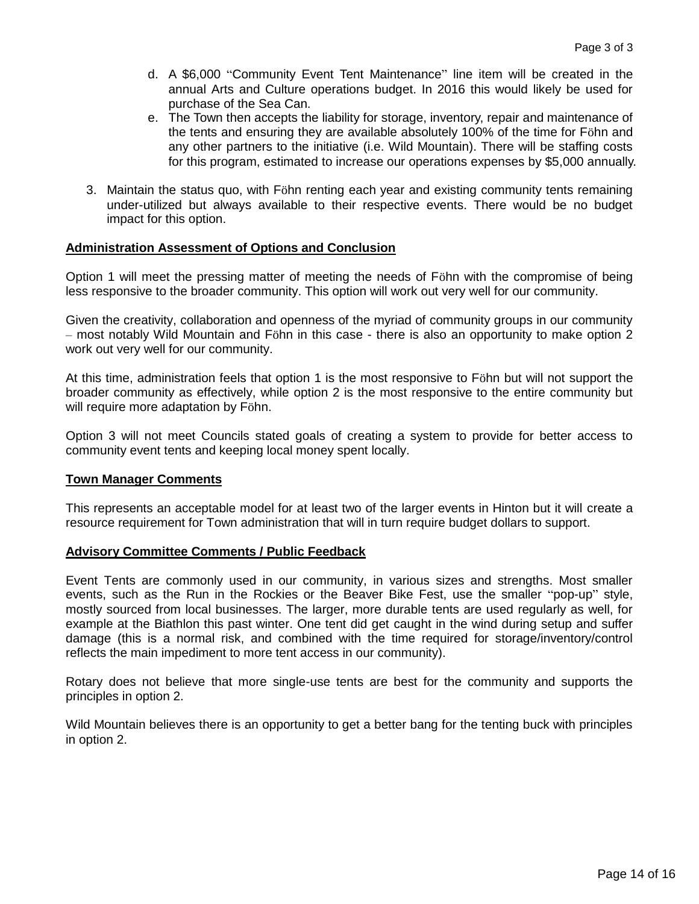d. A $6,000 "Community Event Tent Maintenance" line item will be created in the annual Arts and Culture operations budget. In 2016 this would likely be used for purchase of the Sea Can.
e. The Town then accepts the liability for storage, inventory, repair and maintenance of the tents and ensuring they are available absolutely 100% of the time for Föhn and any other partners to the initiative (i.e. Wild Mountain). There will be staffing costs for this program, estimated to increase our operations expenses by $5,000 annually.

3. Maintain the status quo, with Föhn renting each year and existing community tents remaining under-utilized but always available to their respective events. There would be no budget impact for this option.

**Administration Assessment of Options and Conclusion**

Option 1 will meet the pressing matter of meeting the needs of Föhn with the compromise of being less responsive to the broader community. This option will work out very well for our community.

Given the creativity, collaboration and openness of the myriad of community groups in our community – most notably Wild Mountain and Föhn in this case - there is also an opportunity to make option 2 work out very well for our community.

At this time, administration feels that option 1 is the most responsive to Föhn but will not support the broader community as effectively, while option 2 is the most responsive to the entire community but will require more adaptation by Föhn.

Option 3 will not meet Councils stated goals of creating a system to provide for better access to community event tents and keeping local money spent locally.

**Town Manager Comments**

This represents an acceptable model for at least two of the larger events in Hinton but it will create a resource requirement for Town administration that will in turn require budget dollars to support.

**Advisory Committee Comments / Public Feedback**

Event Tents are commonly used in our community, in various sizes and strengths. Most smaller events, such as the Run in the Rockies or the Beaver Bike Fest, use the smaller "pop-up" style, mostly sourced from local businesses. The larger, more durable tents are used regularly as well, for example at the Biathlon this past winter. One tent did get caught in the wind during setup and suffer damage (this is a normal risk, and combined with the time required for storage/inventory/control reflects the main impediment to more tent access in our community).

Rotary does not believe that more single-use tents are best for the community and supports the principles in option 2.

Wild Mountain believes there is an opportunity to get a better bang for the tenting buck with principles in option 2.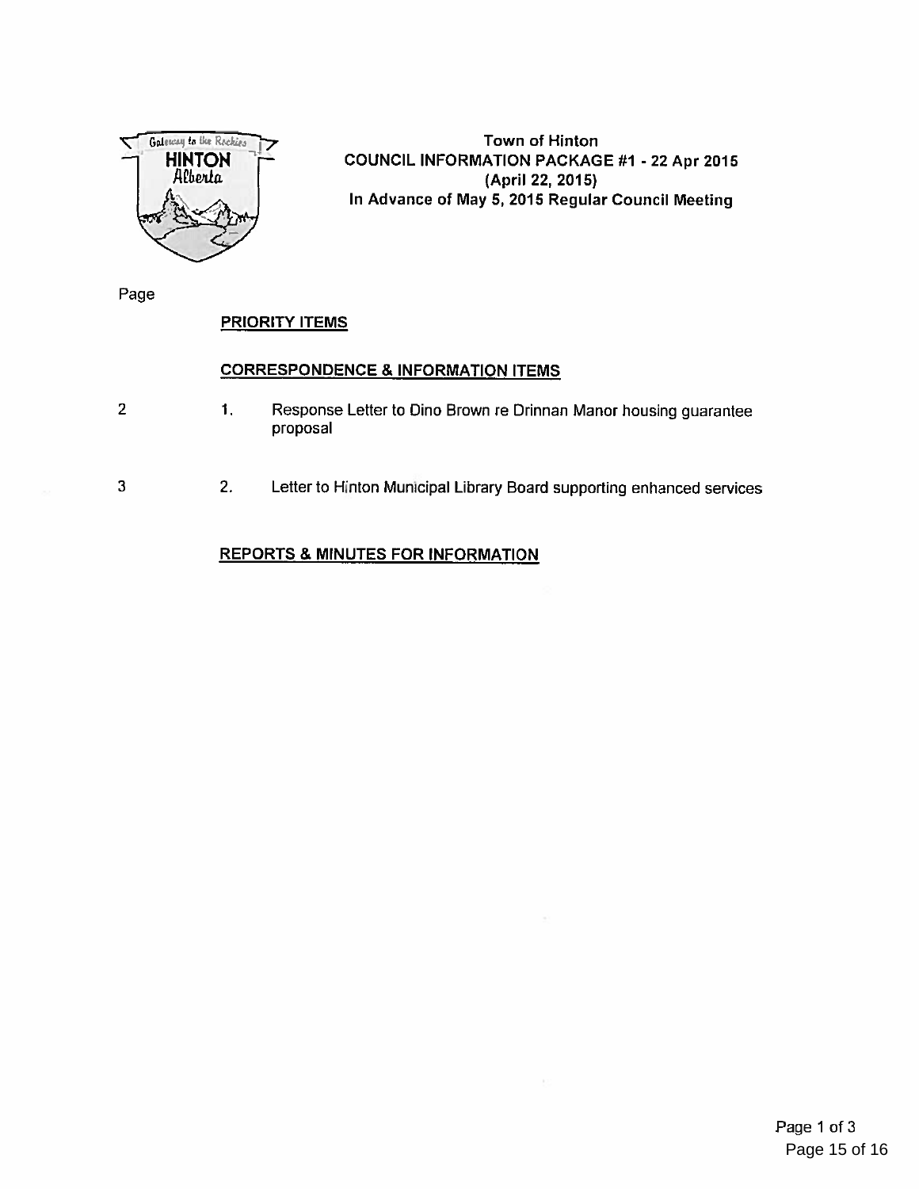Town of Hinton
COUNCIL INFORMATION PACKAGE #1 - 22 Apr 2015
(April 22, 2015)
In Advance of May 5, 2015 Regular Council Meeting

| Page | | |
|---|---|---|
| | | **PRIORITY ITEMS** |
| | | **CORRESPONDENCE & INFORMATION ITEMS** |
| 2 | 1. | Response Letter to Dino Brown re Drinnan Manor housing guarantee proposal |
| 3 | 2. | Letter to Hinton Municipal Library Board supporting enhanced services |
| | | **REPORTS & MINUTES FOR INFORMATION** |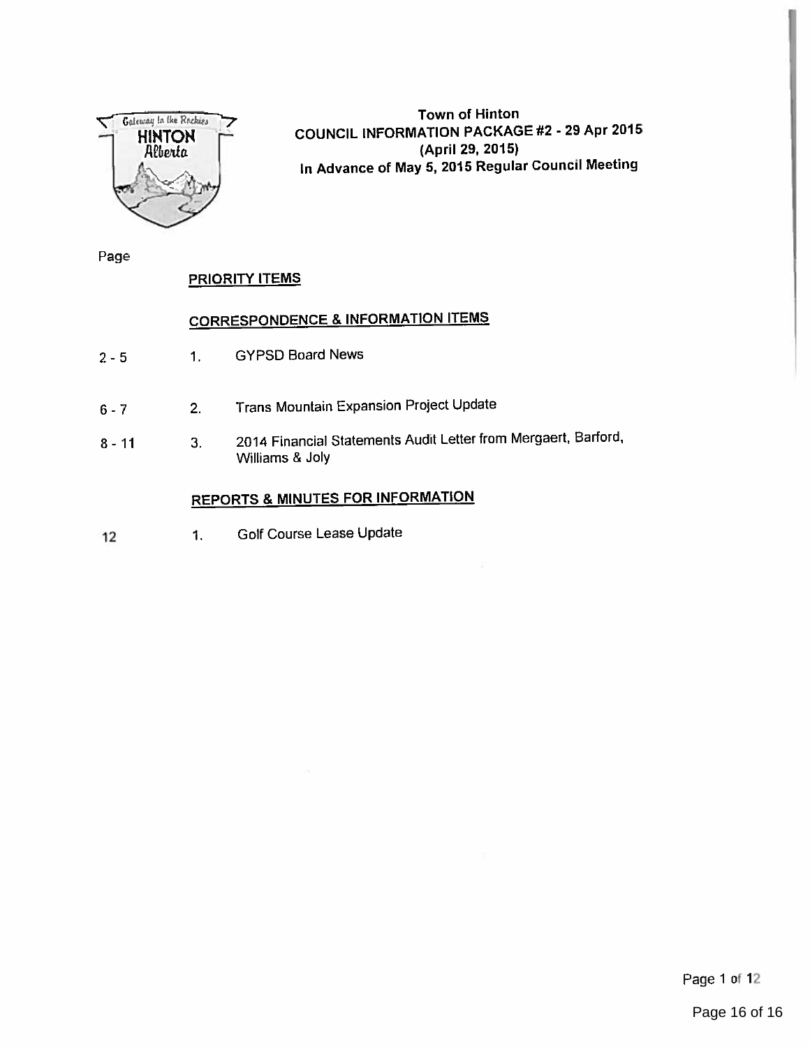Town of Hinton
COUNCIL INFORMATION PACKAGE #2 - 29 Apr 2015
(April 29, 2015)
In Advance of May 5, 2015 Regular Council Meeting

| Page | | |
|---|---|---|
| | | **PRIORITY ITEMS** |
| | | **CORRESPONDENCE & INFORMATION ITEMS** |
| 2 - 5 | 1. | GYPSD Board News |
| 6 - 7 | 2. | Trans Mountain Expansion Project Update |
| 8 - 11 | 3. | 2014 Financial Statements Audit Letter from Mergaert, Barford, Williams & Joly |
| | | **REPORTS & MINUTES FOR INFORMATION** |
| 12 | 1. | Golf Course Lease Update |